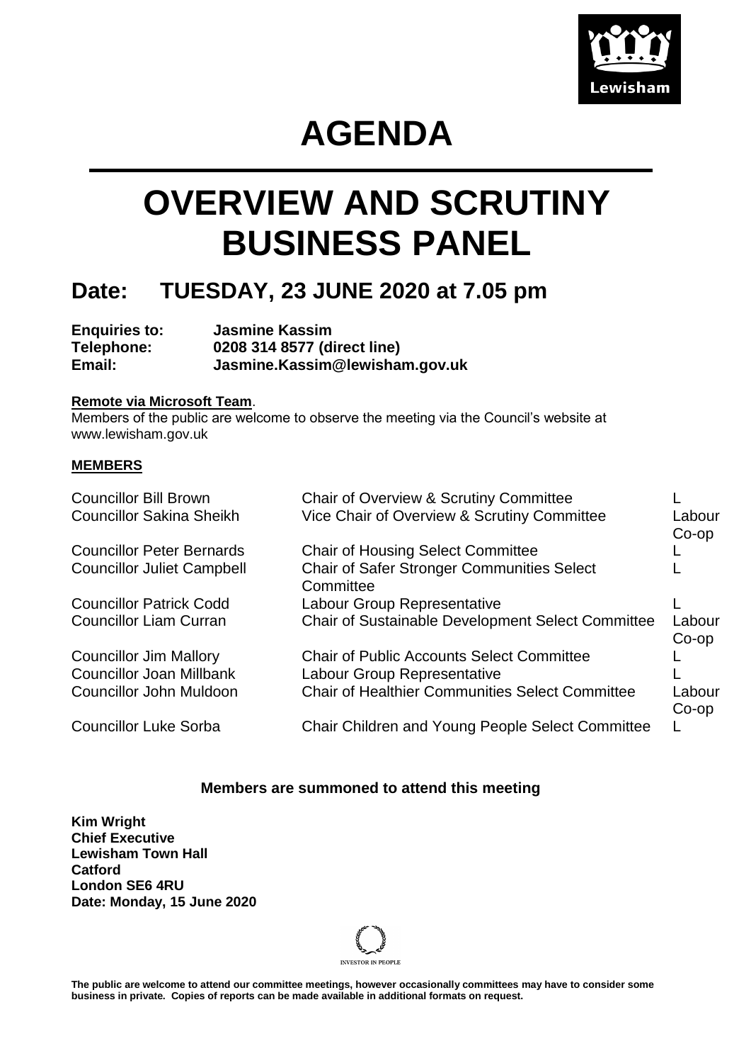# AGENDA

# OVERVIEW AND SCRUTINY BUSINESS PANEL

## Date: TUESDAY, 23 JUNE 2020 at 7.05 pm

**Enquiries to:** **Jasmine Kassim**
**Telephone:** **0208 314 8577 (direct line)**
**Email:** **Jasmine.Kassim@lewisham.gov.uk**

**Remote via Microsoft Team**.
Members of the public are welcome to observe the meeting via the Council's website at www.lewisham.gov.uk

**MEMBERS**

| | | |
|---|---|---|
| Councillor Bill Brown | Chair of Overview & Scrutiny Committee | L |
| Councillor Sakina Sheikh | Vice Chair of Overview & Scrutiny Committee | Labour Co-op |
| Councillor Peter Bernards | Chair of Housing Select Committee | L |
| Councillor Juliet Campbell | Chair of Safer Stronger Communities Select Committee | L |
| Councillor Patrick Codd | Labour Group Representative | L |
| Councillor Liam Curran | Chair of Sustainable Development Select Committee | Labour Co-op |
| Councillor Jim Mallory | Chair of Public Accounts Select Committee | L |
| Councillor Joan Millbank | Labour Group Representative | L |
| Councillor John Muldoon | Chair of Healthier Communities Select Committee | Labour Co-op |
| Councillor Luke Sorba | Chair Children and Young People Select Committee | L |

**Members are summoned to attend this meeting**

**Kim Wright**
**Chief Executive**
**Lewisham Town Hall**
**Catford**
**London SE6 4RU**
**Date: Monday, 15 June 2020**

INVESTOR IN PEOPLE

**The public are welcome to attend our committee meetings, however occasionally committees may have to consider some business in private. Copies of reports can be made available in additional formats on request.**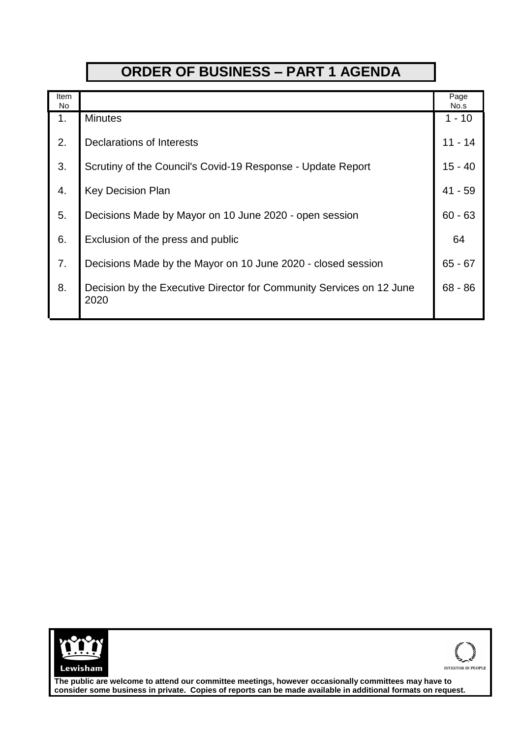# ORDER OF BUSINESS – PART 1 AGENDA

| Item No | | Page No.s |
|---|---|---|
| 1. | Minutes | 1 - 10 |
| 2. | Declarations of Interests | 11 - 14 |
| 3. | Scrutiny of the Council's Covid-19 Response - Update Report | 15 - 40 |
| 4. | Key Decision Plan | 41 - 59 |
| 5. | Decisions Made by Mayor on 10 June 2020 - open session | 60 - 63 |
| 6. | Exclusion of the press and public | 64 |
| 7. | Decisions Made by the Mayor on 10 June 2020 - closed session | 65 - 67 |
| 8. | Decision by the Executive Director for Community Services on 12 June 2020 | 68 - 86 |

Lewisham

INVESTOR IN PEOPLE

**The public are welcome to attend our committee meetings, however occasionally committees may have to consider some business in private. Copies of reports can be made available in additional formats on request.**